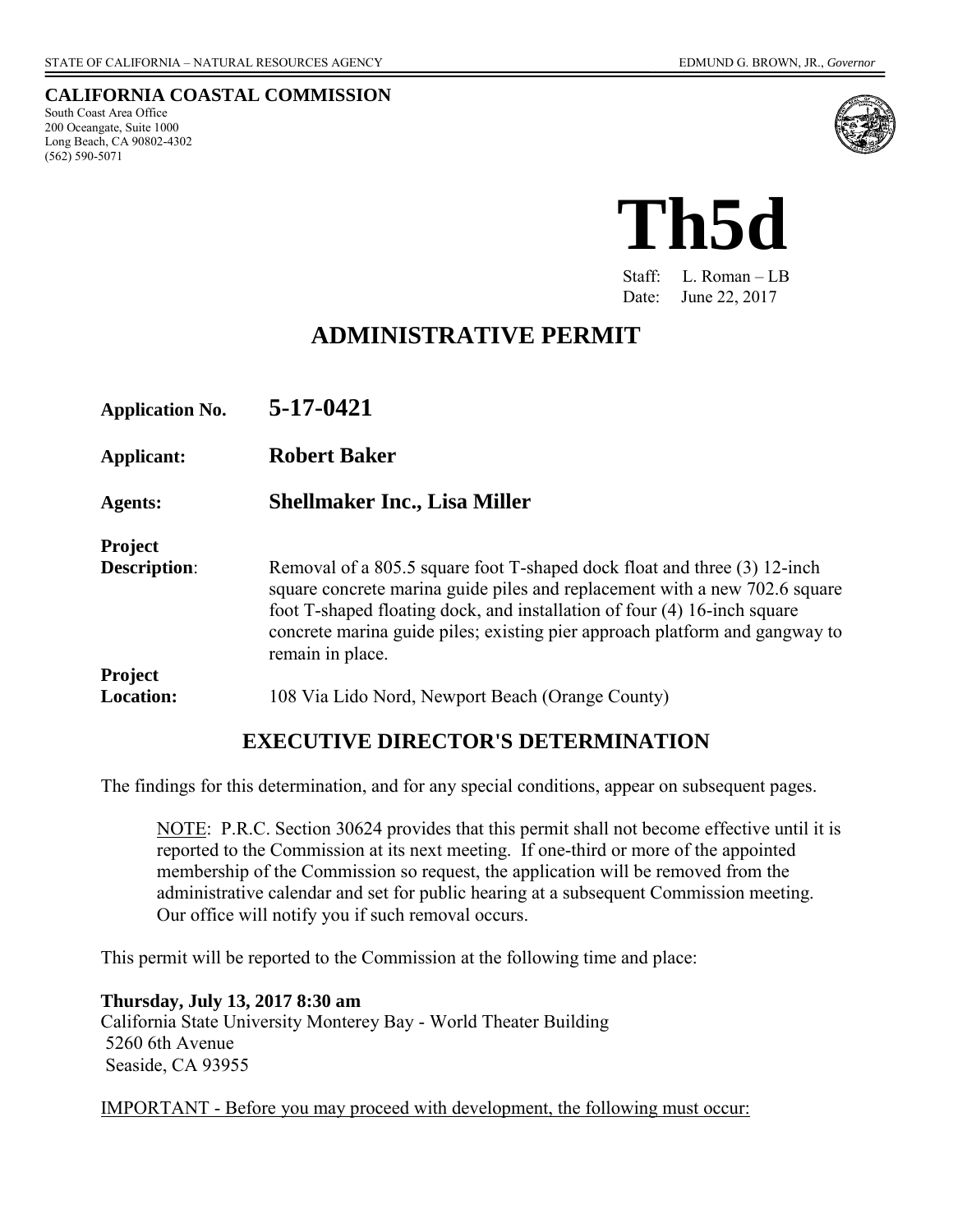STATE OF CALIFORNIA – NATURAL RESOURCES AGENCY EDMUND G. BROWN, JR., *Governor*

**CALIFORNIA COASTAL COMMISSION**
South Coast Area Office
200 Oceangate, Suite 1000
Long Beach, CA 90802-4302
(562) 590-5071

# Th5d

Staff: L. Roman – LB
Date: June 22, 2017

## ADMINISTRATIVE PERMIT

| | |
|---|---|
| **Application No.** | **5-17-0421** |
| **Applicant:** | **Robert Baker** |
| **Agents:** | **Shellmaker Inc., Lisa Miller** |
| **Project Description:** | Removal of a 805.5 square foot T-shaped dock float and three (3) 12-inch square concrete marina guide piles and replacement with a new 702.6 square foot T-shaped floating dock, and installation of four (4) 16-inch square concrete marina guide piles; existing pier approach platform and gangway to remain in place. |
| **Project Location:** | 108 Via Lido Nord, Newport Beach (Orange County) |

## EXECUTIVE DIRECTOR'S DETERMINATION

The findings for this determination, and for any special conditions, appear on subsequent pages.

NOTE: P.R.C. Section 30624 provides that this permit shall not become effective until it is reported to the Commission at its next meeting. If one-third or more of the appointed membership of the Commission so request, the application will be removed from the administrative calendar and set for public hearing at a subsequent Commission meeting. Our office will notify you if such removal occurs.

This permit will be reported to the Commission at the following time and place:

**Thursday, July 13, 2017 8:30 am**
California State University Monterey Bay - World Theater Building
5260 6th Avenue
Seaside, CA 93955

IMPORTANT - Before you may proceed with development, the following must occur: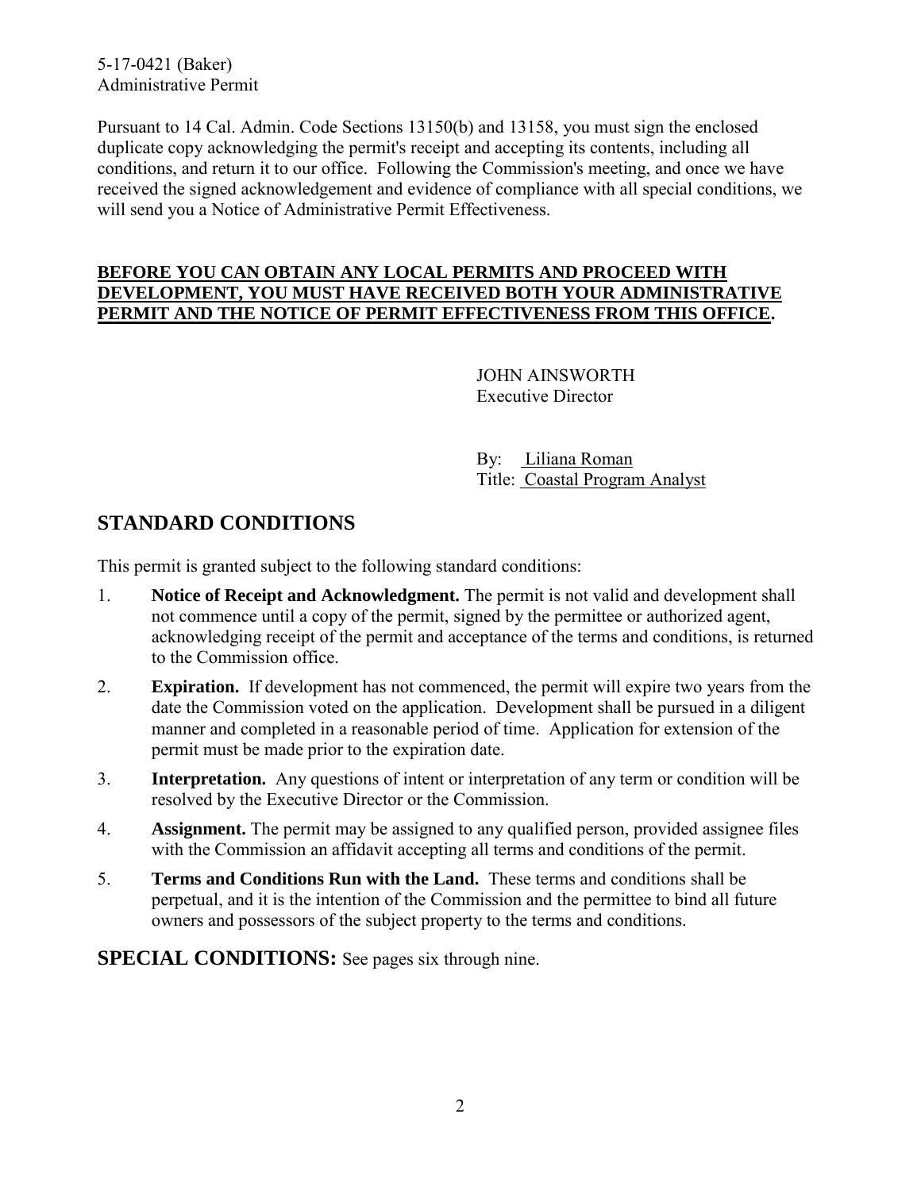Pursuant to 14 Cal. Admin. Code Sections 13150(b) and 13158, you must sign the enclosed duplicate copy acknowledging the permit's receipt and accepting its contents, including all conditions, and return it to our office. Following the Commission's meeting, and once we have received the signed acknowledgement and evidence of compliance with all special conditions, we will send you a Notice of Administrative Permit Effectiveness.

**BEFORE YOU CAN OBTAIN ANY LOCAL PERMITS AND PROCEED WITH DEVELOPMENT, YOU MUST HAVE RECEIVED BOTH YOUR ADMINISTRATIVE PERMIT AND THE NOTICE OF PERMIT EFFECTIVENESS FROM THIS OFFICE.**

JOHN AINSWORTH
Executive Director

By: Liliana Roman
Title: Coastal Program Analyst

## STANDARD CONDITIONS

This permit is granted subject to the following standard conditions:

1. **Notice of Receipt and Acknowledgment.** The permit is not valid and development shall not commence until a copy of the permit, signed by the permittee or authorized agent, acknowledging receipt of the permit and acceptance of the terms and conditions, is returned to the Commission office.
2. **Expiration.** If development has not commenced, the permit will expire two years from the date the Commission voted on the application. Development shall be pursued in a diligent manner and completed in a reasonable period of time. Application for extension of the permit must be made prior to the expiration date.
3. **Interpretation.** Any questions of intent or interpretation of any term or condition will be resolved by the Executive Director or the Commission.
4. **Assignment.** The permit may be assigned to any qualified person, provided assignee files with the Commission an affidavit accepting all terms and conditions of the permit.
5. **Terms and Conditions Run with the Land.** These terms and conditions shall be perpetual, and it is the intention of the Commission and the permittee to bind all future owners and possessors of the subject property to the terms and conditions.

**SPECIAL CONDITIONS:** See pages six through nine.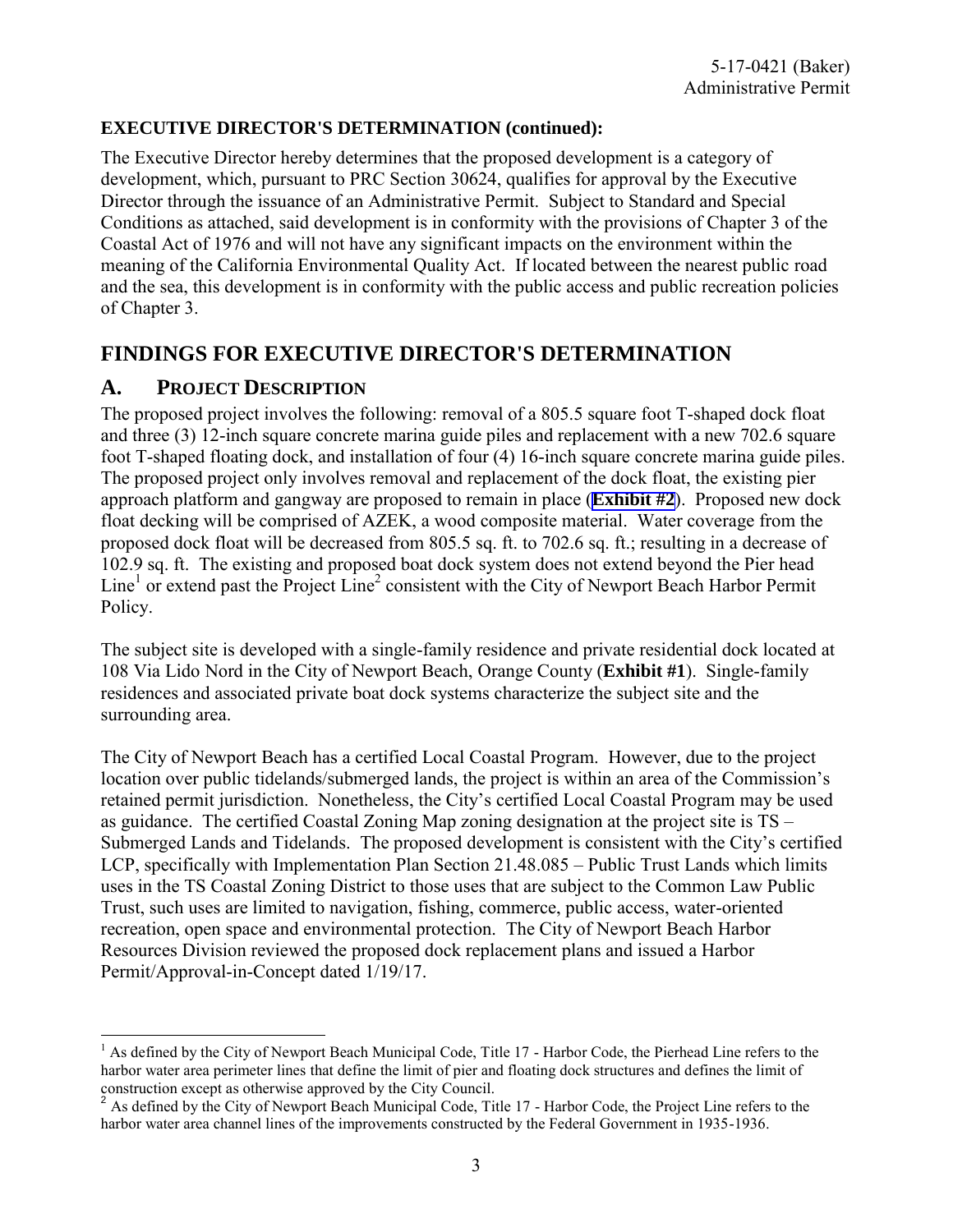**EXECUTIVE DIRECTOR'S DETERMINATION (continued):**

The Executive Director hereby determines that the proposed development is a category of development, which, pursuant to PRC Section 30624, qualifies for approval by the Executive Director through the issuance of an Administrative Permit. Subject to Standard and Special Conditions as attached, said development is in conformity with the provisions of Chapter 3 of the Coastal Act of 1976 and will not have any significant impacts on the environment within the meaning of the California Environmental Quality Act. If located between the nearest public road and the sea, this development is in conformity with the public access and public recreation policies of Chapter 3.

# FINDINGS FOR EXECUTIVE DIRECTOR'S DETERMINATION

## A. PROJECT DESCRIPTION

The proposed project involves the following: removal of a 805.5 square foot T-shaped dock float and three (3) 12-inch square concrete marina guide piles and replacement with a new 702.6 square foot T-shaped floating dock, and installation of four (4) 16-inch square concrete marina guide piles. The proposed project only involves removal and replacement of the dock float, the existing pier approach platform and gangway are proposed to remain in place (**Exhibit #2**). Proposed new dock float decking will be comprised of AZEK, a wood composite material. Water coverage from the proposed dock float will be decreased from 805.5 sq. ft. to 702.6 sq. ft.; resulting in a decrease of 102.9 sq. ft. The existing and proposed boat dock system does not extend beyond the Pier head Line[1] or extend past the Project Line[2] consistent with the City of Newport Beach Harbor Permit Policy.

The subject site is developed with a single-family residence and private residential dock located at 108 Via Lido Nord in the City of Newport Beach, Orange County (**Exhibit #1**). Single-family residences and associated private boat dock systems characterize the subject site and the surrounding area.

The City of Newport Beach has a certified Local Coastal Program. However, due to the project location over public tidelands/submerged lands, the project is within an area of the Commission's retained permit jurisdiction. Nonetheless, the City's certified Local Coastal Program may be used as guidance. The certified Coastal Zoning Map zoning designation at the project site is TS – Submerged Lands and Tidelands. The proposed development is consistent with the City's certified LCP, specifically with Implementation Plan Section 21.48.085 – Public Trust Lands which limits uses in the TS Coastal Zoning District to those uses that are subject to the Common Law Public Trust, such uses are limited to navigation, fishing, commerce, public access, water-oriented recreation, open space and environmental protection. The City of Newport Beach Harbor Resources Division reviewed the proposed dock replacement plans and issued a Harbor Permit/Approval-in-Concept dated 1/19/17.

---

[1] As defined by the City of Newport Beach Municipal Code, Title 17 - Harbor Code, the Pierhead Line refers to the harbor water area perimeter lines that define the limit of pier and floating dock structures and defines the limit of construction except as otherwise approved by the City Council.

[2] As defined by the City of Newport Beach Municipal Code, Title 17 - Harbor Code, the Project Line refers to the harbor water area channel lines of the improvements constructed by the Federal Government in 1935-1936.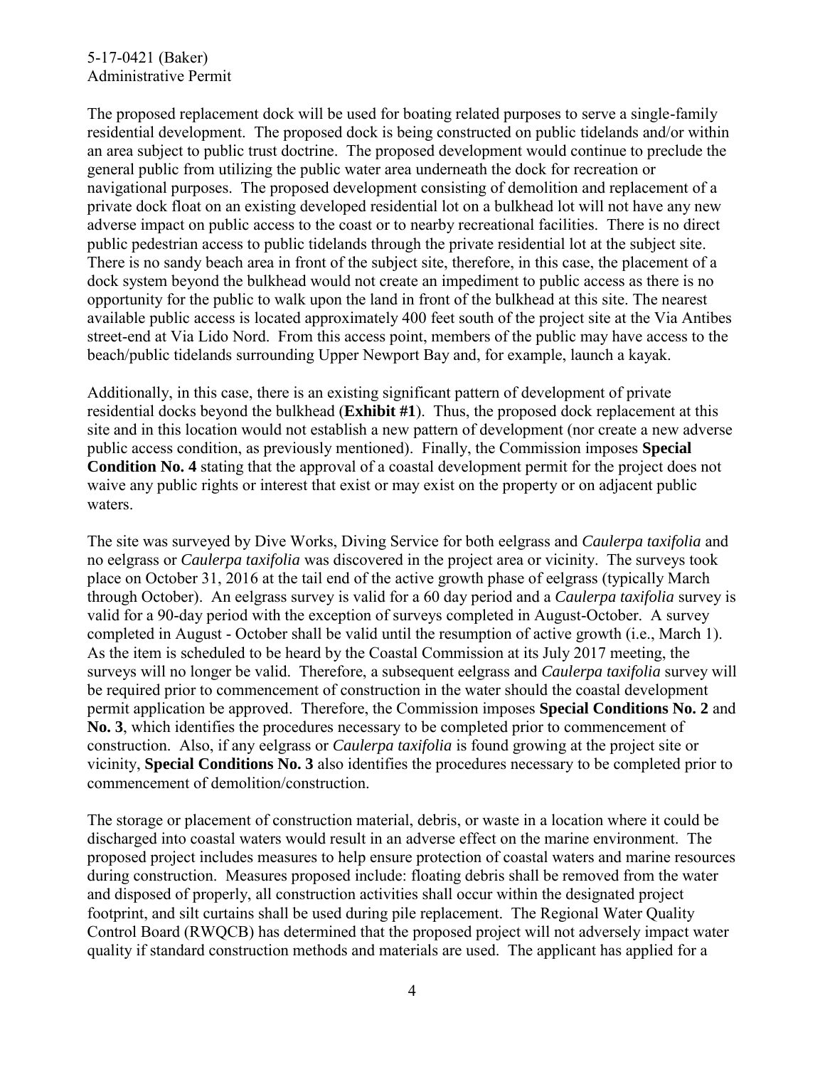The proposed replacement dock will be used for boating related purposes to serve a single-family residential development. The proposed dock is being constructed on public tidelands and/or within an area subject to public trust doctrine. The proposed development would continue to preclude the general public from utilizing the public water area underneath the dock for recreation or navigational purposes. The proposed development consisting of demolition and replacement of a private dock float on an existing developed residential lot on a bulkhead lot will not have any new adverse impact on public access to the coast or to nearby recreational facilities. There is no direct public pedestrian access to public tidelands through the private residential lot at the subject site. There is no sandy beach area in front of the subject site, therefore, in this case, the placement of a dock system beyond the bulkhead would not create an impediment to public access as there is no opportunity for the public to walk upon the land in front of the bulkhead at this site. The nearest available public access is located approximately 400 feet south of the project site at the Via Antibes street-end at Via Lido Nord. From this access point, members of the public may have access to the beach/public tidelands surrounding Upper Newport Bay and, for example, launch a kayak.

Additionally, in this case, there is an existing significant pattern of development of private residential docks beyond the bulkhead (**Exhibit #1**). Thus, the proposed dock replacement at this site and in this location would not establish a new pattern of development (nor create a new adverse public access condition, as previously mentioned). Finally, the Commission imposes **Special Condition No. 4** stating that the approval of a coastal development permit for the project does not waive any public rights or interest that exist or may exist on the property or on adjacent public waters.

The site was surveyed by Dive Works, Diving Service for both eelgrass and *Caulerpa taxifolia* and no eelgrass or *Caulerpa taxifolia* was discovered in the project area or vicinity. The surveys took place on October 31, 2016 at the tail end of the active growth phase of eelgrass (typically March through October). An eelgrass survey is valid for a 60 day period and a *Caulerpa taxifolia* survey is valid for a 90-day period with the exception of surveys completed in August-October. A survey completed in August - October shall be valid until the resumption of active growth (i.e., March 1). As the item is scheduled to be heard by the Coastal Commission at its July 2017 meeting, the surveys will no longer be valid. Therefore, a subsequent eelgrass and *Caulerpa taxifolia* survey will be required prior to commencement of construction in the water should the coastal development permit application be approved. Therefore, the Commission imposes **Special Conditions No. 2** and **No. 3**, which identifies the procedures necessary to be completed prior to commencement of construction. Also, if any eelgrass or *Caulerpa taxifolia* is found growing at the project site or vicinity, **Special Conditions No. 3** also identifies the procedures necessary to be completed prior to commencement of demolition/construction.

The storage or placement of construction material, debris, or waste in a location where it could be discharged into coastal waters would result in an adverse effect on the marine environment. The proposed project includes measures to help ensure protection of coastal waters and marine resources during construction. Measures proposed include: floating debris shall be removed from the water and disposed of properly, all construction activities shall occur within the designated project footprint, and silt curtains shall be used during pile replacement. The Regional Water Quality Control Board (RWQCB) has determined that the proposed project will not adversely impact water quality if standard construction methods and materials are used. The applicant has applied for a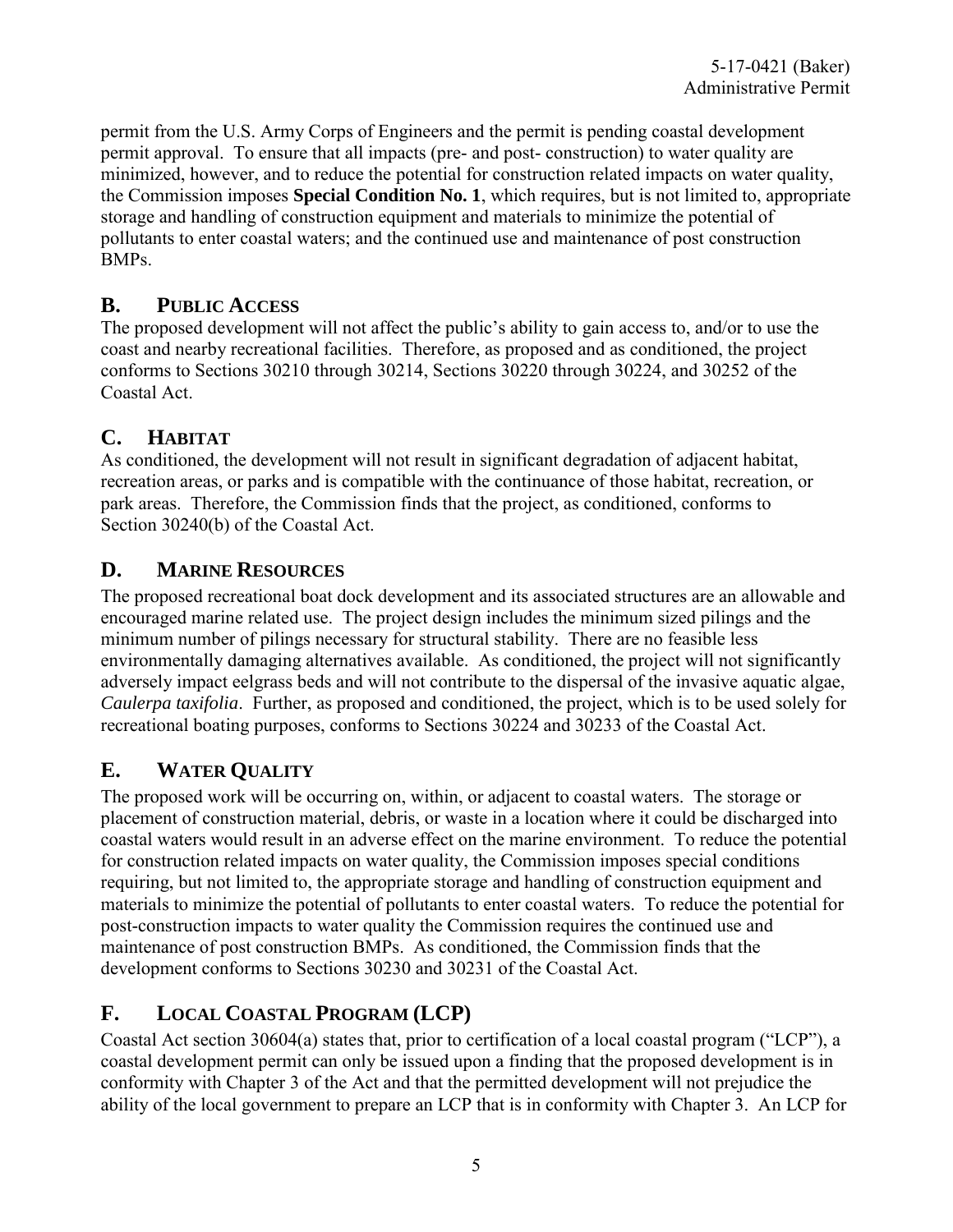permit from the U.S. Army Corps of Engineers and the permit is pending coastal development permit approval. To ensure that all impacts (pre- and post- construction) to water quality are minimized, however, and to reduce the potential for construction related impacts on water quality, the Commission imposes **Special Condition No. 1**, which requires, but is not limited to, appropriate storage and handling of construction equipment and materials to minimize the potential of pollutants to enter coastal waters; and the continued use and maintenance of post construction BMPs.

## B. PUBLIC ACCESS

The proposed development will not affect the public's ability to gain access to, and/or to use the coast and nearby recreational facilities. Therefore, as proposed and as conditioned, the project conforms to Sections 30210 through 30214, Sections 30220 through 30224, and 30252 of the Coastal Act.

## C. HABITAT

As conditioned, the development will not result in significant degradation of adjacent habitat, recreation areas, or parks and is compatible with the continuance of those habitat, recreation, or park areas. Therefore, the Commission finds that the project, as conditioned, conforms to Section 30240(b) of the Coastal Act.

## D. MARINE RESOURCES

The proposed recreational boat dock development and its associated structures are an allowable and encouraged marine related use. The project design includes the minimum sized pilings and the minimum number of pilings necessary for structural stability. There are no feasible less environmentally damaging alternatives available. As conditioned, the project will not significantly adversely impact eelgrass beds and will not contribute to the dispersal of the invasive aquatic algae, *Caulerpa taxifolia*. Further, as proposed and conditioned, the project, which is to be used solely for recreational boating purposes, conforms to Sections 30224 and 30233 of the Coastal Act.

## E. WATER QUALITY

The proposed work will be occurring on, within, or adjacent to coastal waters. The storage or placement of construction material, debris, or waste in a location where it could be discharged into coastal waters would result in an adverse effect on the marine environment. To reduce the potential for construction related impacts on water quality, the Commission imposes special conditions requiring, but not limited to, the appropriate storage and handling of construction equipment and materials to minimize the potential of pollutants to enter coastal waters. To reduce the potential for post-construction impacts to water quality the Commission requires the continued use and maintenance of post construction BMPs. As conditioned, the Commission finds that the development conforms to Sections 30230 and 30231 of the Coastal Act.

## F. LOCAL COASTAL PROGRAM (LCP)

Coastal Act section 30604(a) states that, prior to certification of a local coastal program ("LCP"), a coastal development permit can only be issued upon a finding that the proposed development is in conformity with Chapter 3 of the Act and that the permitted development will not prejudice the ability of the local government to prepare an LCP that is in conformity with Chapter 3. An LCP for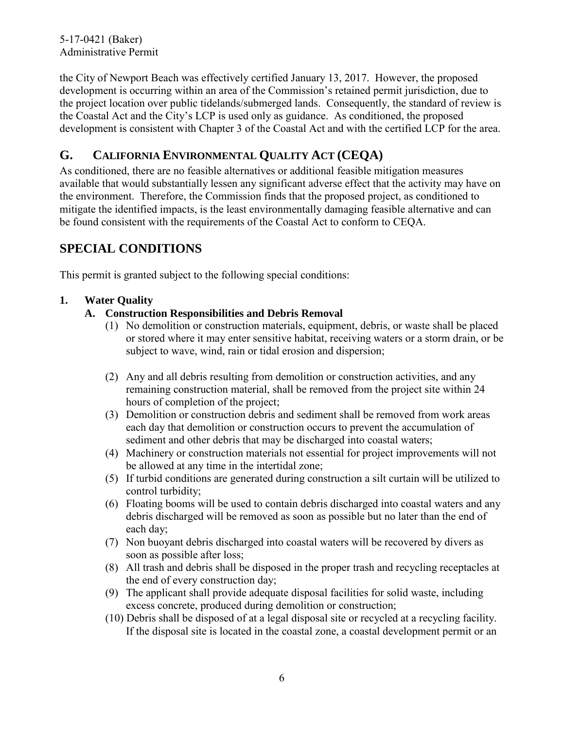the City of Newport Beach was effectively certified January 13, 2017. However, the proposed development is occurring within an area of the Commission's retained permit jurisdiction, due to the project location over public tidelands/submerged lands. Consequently, the standard of review is the Coastal Act and the City's LCP is used only as guidance. As conditioned, the proposed development is consistent with Chapter 3 of the Coastal Act and with the certified LCP for the area.

## G. CALIFORNIA ENVIRONMENTAL QUALITY ACT (CEQA)

As conditioned, there are no feasible alternatives or additional feasible mitigation measures available that would substantially lessen any significant adverse effect that the activity may have on the environment. Therefore, the Commission finds that the proposed project, as conditioned to mitigate the identified impacts, is the least environmentally damaging feasible alternative and can be found consistent with the requirements of the Coastal Act to conform to CEQA.

# SPECIAL CONDITIONS

This permit is granted subject to the following special conditions:

**1. Water Quality**

**A. Construction Responsibilities and Debris Removal**

(1) No demolition or construction materials, equipment, debris, or waste shall be placed or stored where it may enter sensitive habitat, receiving waters or a storm drain, or be subject to wave, wind, rain or tidal erosion and dispersion;

(2) Any and all debris resulting from demolition or construction activities, and any remaining construction material, shall be removed from the project site within 24 hours of completion of the project;

(3) Demolition or construction debris and sediment shall be removed from work areas each day that demolition or construction occurs to prevent the accumulation of sediment and other debris that may be discharged into coastal waters;

(4) Machinery or construction materials not essential for project improvements will not be allowed at any time in the intertidal zone;

(5) If turbid conditions are generated during construction a silt curtain will be utilized to control turbidity;

(6) Floating booms will be used to contain debris discharged into coastal waters and any debris discharged will be removed as soon as possible but no later than the end of each day;

(7) Non buoyant debris discharged into coastal waters will be recovered by divers as soon as possible after loss;

(8) All trash and debris shall be disposed in the proper trash and recycling receptacles at the end of every construction day;

(9) The applicant shall provide adequate disposal facilities for solid waste, including excess concrete, produced during demolition or construction;

(10) Debris shall be disposed of at a legal disposal site or recycled at a recycling facility. If the disposal site is located in the coastal zone, a coastal development permit or an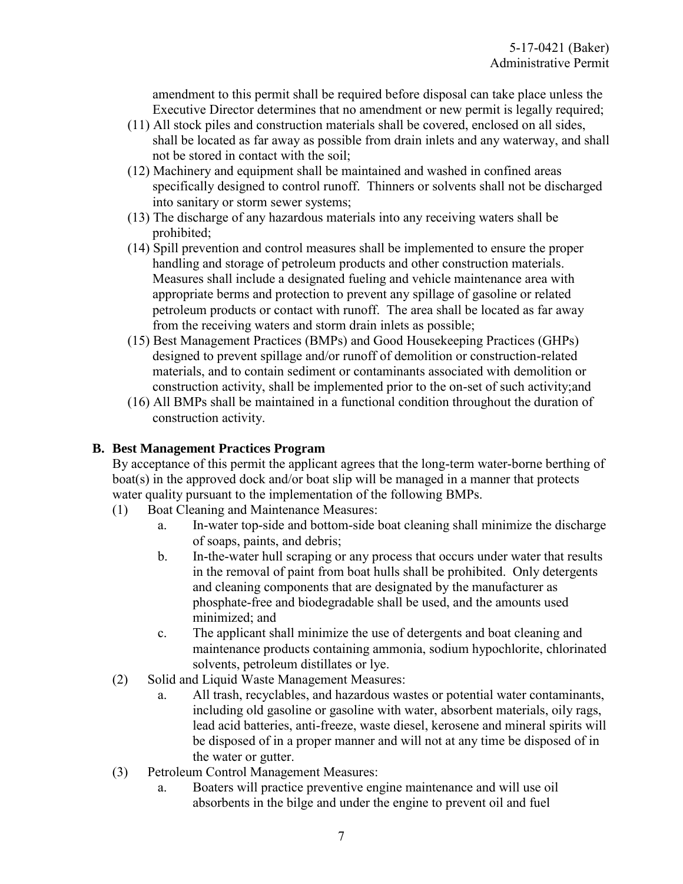amendment to this permit shall be required before disposal can take place unless the Executive Director determines that no amendment or new permit is legally required;

(11) All stock piles and construction materials shall be covered, enclosed on all sides, shall be located as far away as possible from drain inlets and any waterway, and shall not be stored in contact with the soil;

(12) Machinery and equipment shall be maintained and washed in confined areas specifically designed to control runoff. Thinners or solvents shall not be discharged into sanitary or storm sewer systems;

(13) The discharge of any hazardous materials into any receiving waters shall be prohibited;

(14) Spill prevention and control measures shall be implemented to ensure the proper handling and storage of petroleum products and other construction materials. Measures shall include a designated fueling and vehicle maintenance area with appropriate berms and protection to prevent any spillage of gasoline or related petroleum products or contact with runoff. The area shall be located as far away from the receiving waters and storm drain inlets as possible;

(15) Best Management Practices (BMPs) and Good Housekeeping Practices (GHPs) designed to prevent spillage and/or runoff of demolition or construction-related materials, and to contain sediment or contaminants associated with demolition or construction activity, shall be implemented prior to the on-set of such activity;and

(16) All BMPs shall be maintained in a functional condition throughout the duration of construction activity.

**B. Best Management Practices Program**

By acceptance of this permit the applicant agrees that the long-term water-borne berthing of boat(s) in the approved dock and/or boat slip will be managed in a manner that protects water quality pursuant to the implementation of the following BMPs.

(1) Boat Cleaning and Maintenance Measures:

a. In-water top-side and bottom-side boat cleaning shall minimize the discharge of soaps, paints, and debris;

b. In-the-water hull scraping or any process that occurs under water that results in the removal of paint from boat hulls shall be prohibited. Only detergents and cleaning components that are designated by the manufacturer as phosphate-free and biodegradable shall be used, and the amounts used minimized; and

c. The applicant shall minimize the use of detergents and boat cleaning and maintenance products containing ammonia, sodium hypochlorite, chlorinated solvents, petroleum distillates or lye.

(2) Solid and Liquid Waste Management Measures:

a. All trash, recyclables, and hazardous wastes or potential water contaminants, including old gasoline or gasoline with water, absorbent materials, oily rags, lead acid batteries, anti-freeze, waste diesel, kerosene and mineral spirits will be disposed of in a proper manner and will not at any time be disposed of in the water or gutter.

(3) Petroleum Control Management Measures:

a. Boaters will practice preventive engine maintenance and will use oil absorbents in the bilge and under the engine to prevent oil and fuel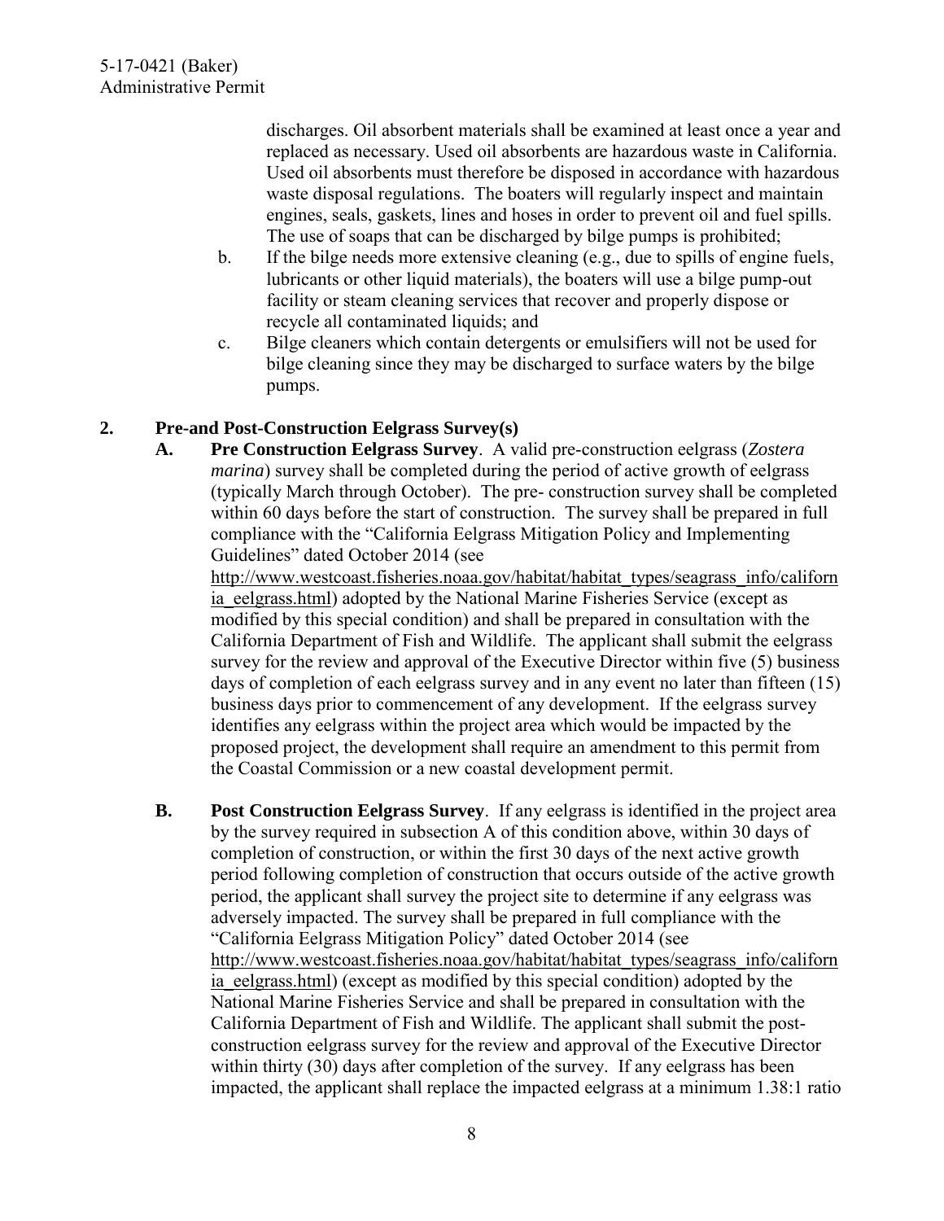discharges. Oil absorbent materials shall be examined at least once a year and replaced as necessary. Used oil absorbents are hazardous waste in California. Used oil absorbents must therefore be disposed in accordance with hazardous waste disposal regulations. The boaters will regularly inspect and maintain engines, seals, gaskets, lines and hoses in order to prevent oil and fuel spills. The use of soaps that can be discharged by bilge pumps is prohibited;

b. If the bilge needs more extensive cleaning (e.g., due to spills of engine fuels, lubricants or other liquid materials), the boaters will use a bilge pump-out facility or steam cleaning services that recover and properly dispose or recycle all contaminated liquids; and

c. Bilge cleaners which contain detergents or emulsifiers will not be used for bilge cleaning since they may be discharged to surface waters by the bilge pumps.

**2. Pre-and Post-Construction Eelgrass Survey(s)**

**A. Pre Construction Eelgrass Survey**. A valid pre-construction eelgrass (*Zostera marina*) survey shall be completed during the period of active growth of eelgrass (typically March through October). The pre- construction survey shall be completed within 60 days before the start of construction. The survey shall be prepared in full compliance with the "California Eelgrass Mitigation Policy and Implementing Guidelines" dated October 2014 (see http://www.westcoast.fisheries.noaa.gov/habitat/habitat_types/seagrass_info/california_eelgrass.html) adopted by the National Marine Fisheries Service (except as modified by this special condition) and shall be prepared in consultation with the California Department of Fish and Wildlife. The applicant shall submit the eelgrass survey for the review and approval of the Executive Director within five (5) business days of completion of each eelgrass survey and in any event no later than fifteen (15) business days prior to commencement of any development. If the eelgrass survey identifies any eelgrass within the project area which would be impacted by the proposed project, the development shall require an amendment to this permit from the Coastal Commission or a new coastal development permit.

**B. Post Construction Eelgrass Survey**. If any eelgrass is identified in the project area by the survey required in subsection A of this condition above, within 30 days of completion of construction, or within the first 30 days of the next active growth period following completion of construction that occurs outside of the active growth period, the applicant shall survey the project site to determine if any eelgrass was adversely impacted. The survey shall be prepared in full compliance with the "California Eelgrass Mitigation Policy" dated October 2014 (see http://www.westcoast.fisheries.noaa.gov/habitat/habitat_types/seagrass_info/california_eelgrass.html) (except as modified by this special condition) adopted by the National Marine Fisheries Service and shall be prepared in consultation with the California Department of Fish and Wildlife. The applicant shall submit the post-construction eelgrass survey for the review and approval of the Executive Director within thirty (30) days after completion of the survey. If any eelgrass has been impacted, the applicant shall replace the impacted eelgrass at a minimum 1.38:1 ratio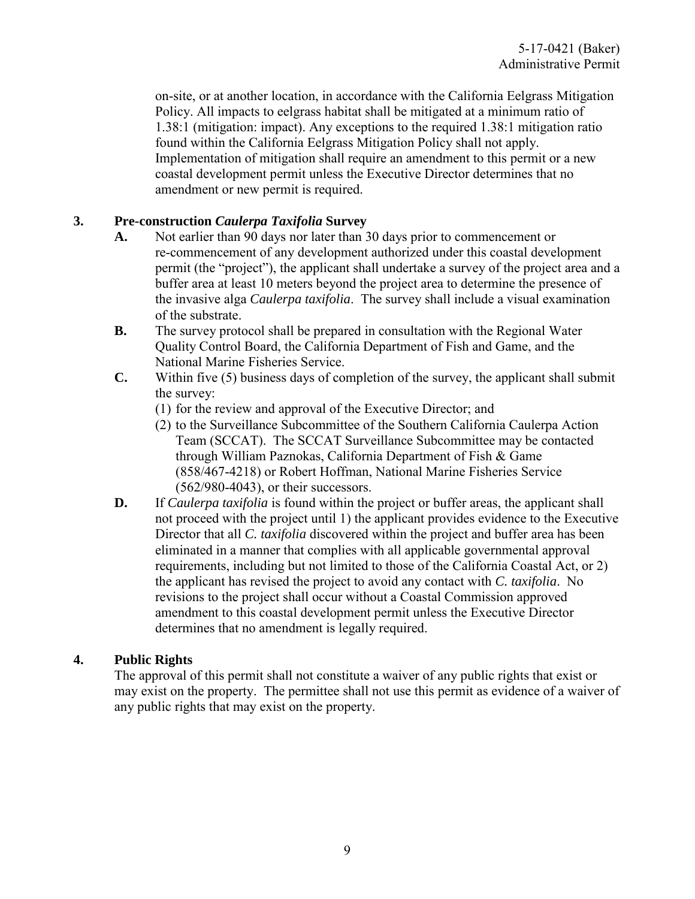on-site, or at another location, in accordance with the California Eelgrass Mitigation Policy. All impacts to eelgrass habitat shall be mitigated at a minimum ratio of 1.38:1 (mitigation: impact). Any exceptions to the required 1.38:1 mitigation ratio found within the California Eelgrass Mitigation Policy shall not apply. Implementation of mitigation shall require an amendment to this permit or a new coastal development permit unless the Executive Director determines that no amendment or new permit is required.

**3. Pre-construction *Caulerpa Taxifolia* Survey**

**A.** Not earlier than 90 days nor later than 30 days prior to commencement or re-commencement of any development authorized under this coastal development permit (the "project"), the applicant shall undertake a survey of the project area and a buffer area at least 10 meters beyond the project area to determine the presence of the invasive alga *Caulerpa taxifolia*. The survey shall include a visual examination of the substrate.

**B.** The survey protocol shall be prepared in consultation with the Regional Water Quality Control Board, the California Department of Fish and Game, and the National Marine Fisheries Service.

**C.** Within five (5) business days of completion of the survey, the applicant shall submit the survey:

(1) for the review and approval of the Executive Director; and

(2) to the Surveillance Subcommittee of the Southern California Caulerpa Action Team (SCCAT). The SCCAT Surveillance Subcommittee may be contacted through William Paznokas, California Department of Fish & Game (858/467-4218) or Robert Hoffman, National Marine Fisheries Service (562/980-4043), or their successors.

**D.** If *Caulerpa taxifolia* is found within the project or buffer areas, the applicant shall not proceed with the project until 1) the applicant provides evidence to the Executive Director that all *C. taxifolia* discovered within the project and buffer area has been eliminated in a manner that complies with all applicable governmental approval requirements, including but not limited to those of the California Coastal Act, or 2) the applicant has revised the project to avoid any contact with *C. taxifolia*. No revisions to the project shall occur without a Coastal Commission approved amendment to this coastal development permit unless the Executive Director determines that no amendment is legally required.

**4. Public Rights**

The approval of this permit shall not constitute a waiver of any public rights that exist or may exist on the property. The permittee shall not use this permit as evidence of a waiver of any public rights that may exist on the property.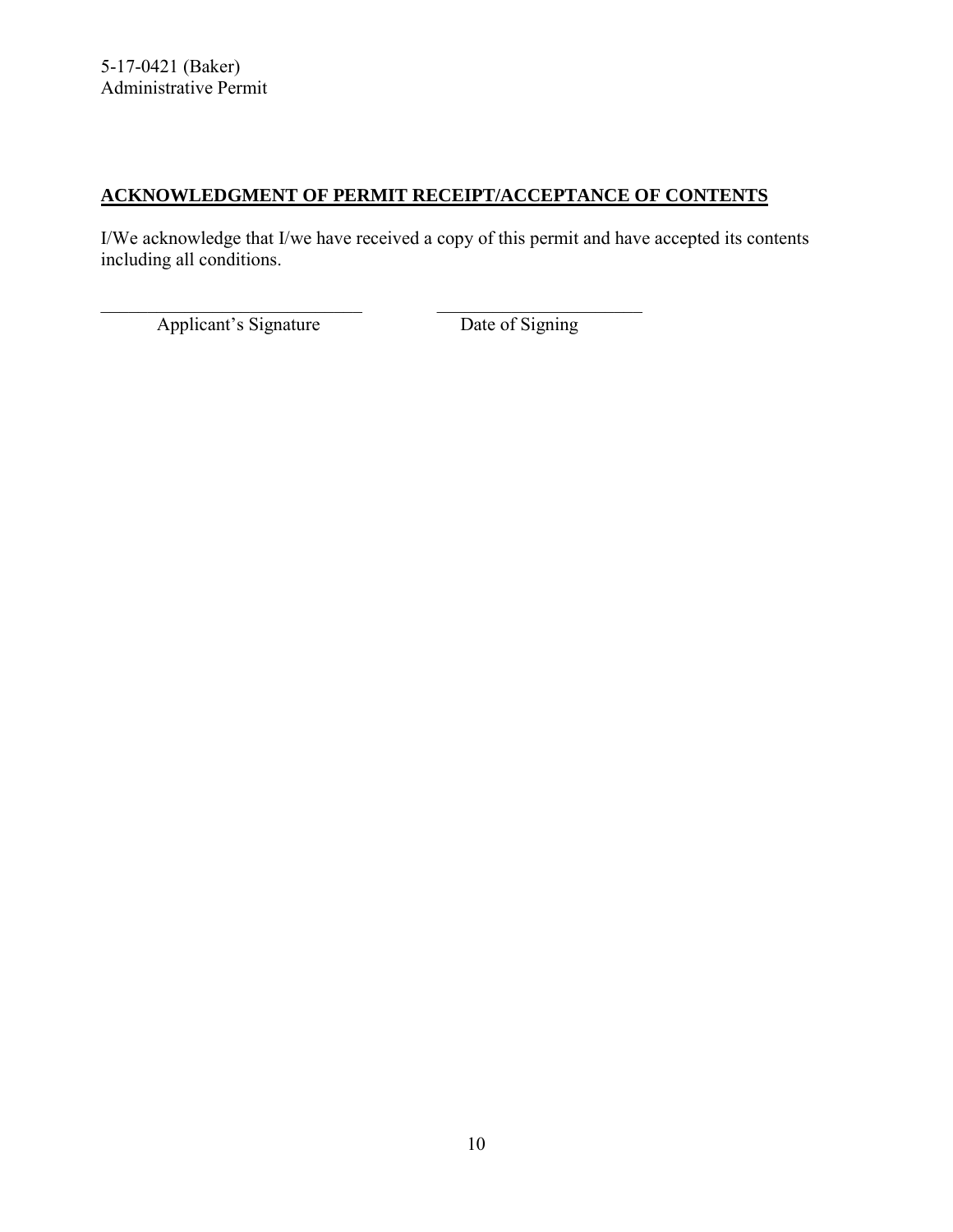## ACKNOWLEDGMENT OF PERMIT RECEIPT/ACCEPTANCE OF CONTENTS

I/We acknowledge that I/we have received a copy of this permit and have accepted its contents including all conditions.

\_\_\_\_\_\_\_\_\_\_\_\_\_\_\_\_\_\_\_\_\_\_\_\_\_\_\_\_\_\_ \_\_\_\_\_\_\_\_\_\_\_\_\_\_\_\_\_\_\_\_\_\_\_\_

Applicant's Signature Date of Signing